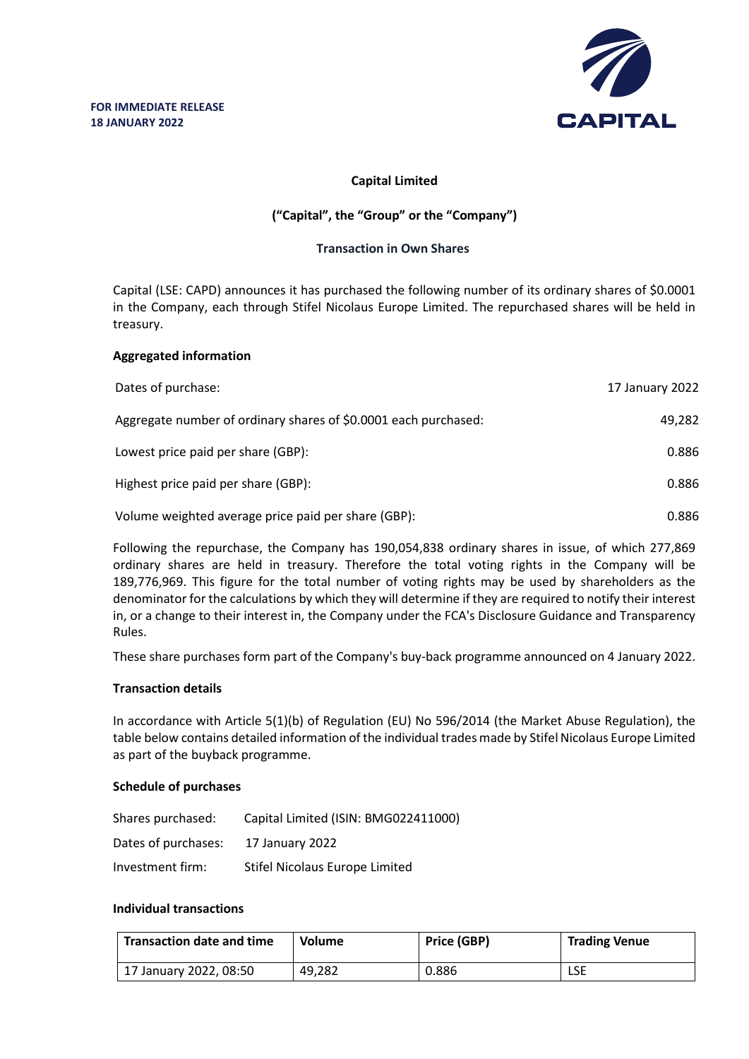**FOR IMMEDIATE RELEASE**
**18 JANUARY 2022**

CAPITAL

**Capital Limited**

**("Capital", the "Group" or the "Company")**

**Transaction in Own Shares**

Capital (LSE: CAPD) announces it has purchased the following number of its ordinary shares of $0.0001 in the Company, each through Stifel Nicolaus Europe Limited. The repurchased shares will be held in treasury.

**Aggregated information**

| | |
|---|---|
| Dates of purchase: | 17 January 2022 |
| Aggregate number of ordinary shares of $0.0001 each purchased: | 49,282 |
| Lowest price paid per share (GBP): | 0.886 |
| Highest price paid per share (GBP): | 0.886 |
| Volume weighted average price paid per share (GBP): | 0.886 |

Following the repurchase, the Company has 190,054,838 ordinary shares in issue, of which 277,869 ordinary shares are held in treasury. Therefore the total voting rights in the Company will be 189,776,969. This figure for the total number of voting rights may be used by shareholders as the denominator for the calculations by which they will determine if they are required to notify their interest in, or a change to their interest in, the Company under the FCA's Disclosure Guidance and Transparency Rules.

These share purchases form part of the Company's buy-back programme announced on 4 January 2022.

**Transaction details**

In accordance with Article 5(1)(b) of Regulation (EU) No 596/2014 (the Market Abuse Regulation), the table below contains detailed information of the individual trades made by Stifel Nicolaus Europe Limited as part of the buyback programme.

**Schedule of purchases**

| | |
|---|---|
| Shares purchased: | Capital Limited (ISIN: BMG022411000) |
| Dates of purchases: | 17 January 2022 |
| Investment firm: | Stifel Nicolaus Europe Limited |

**Individual transactions**

| Transaction date and time | Volume | Price (GBP) | Trading Venue |
|---|---|---|---|
| 17 January 2022, 08:50 | 49,282 | 0.886 | LSE |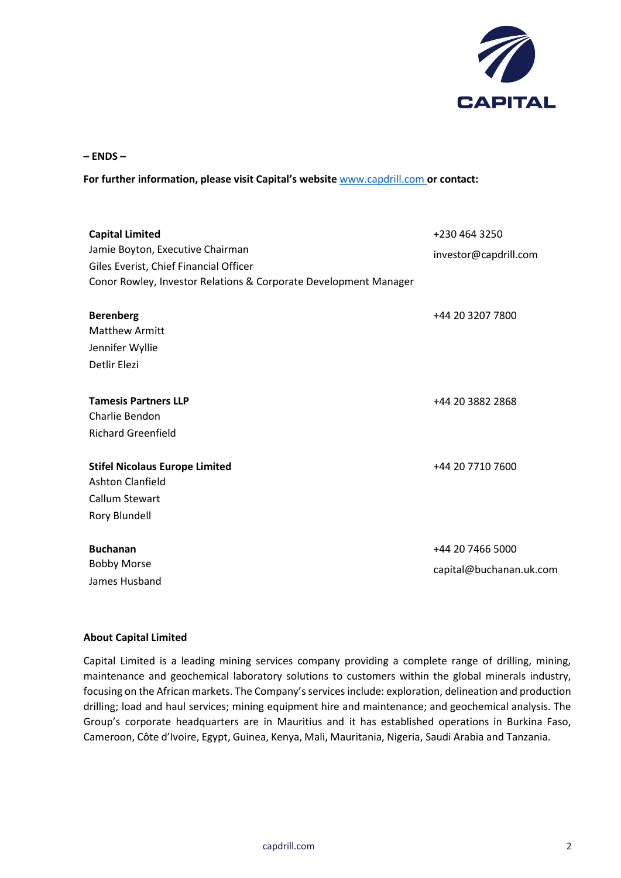**– ENDS –**

**For further information, please visit Capital's website [www.capdrill.com](http://www.capdrill.com) or contact:**

| | |
|---|---|
| **Capital Limited**<br>Jamie Boyton, Executive Chairman<br>Giles Everist, Chief Financial Officer<br>Conor Rowley, Investor Relations & Corporate Development Manager | +230 464 3250<br>investor@capdrill.com |
| **Berenberg**<br>Matthew Armitt<br>Jennifer Wyllie<br>Detlir Elezi | +44 20 3207 7800 |
| **Tamesis Partners LLP**<br>Charlie Bendon<br>Richard Greenfield | +44 20 3882 2868 |
| **Stifel Nicolaus Europe Limited**<br>Ashton Clanfield<br>Callum Stewart<br>Rory Blundell | +44 20 7710 7600 |
| **Buchanan**<br>Bobby Morse<br>James Husband | +44 20 7466 5000<br>capital@buchanan.uk.com |

**About Capital Limited**

Capital Limited is a leading mining services company providing a complete range of drilling, mining, maintenance and geochemical laboratory solutions to customers within the global minerals industry, focusing on the African markets. The Company's services include: exploration, delineation and production drilling; load and haul services; mining equipment hire and maintenance; and geochemical analysis. The Group's corporate headquarters are in Mauritius and it has established operations in Burkina Faso, Cameroon, Côte d'Ivoire, Egypt, Guinea, Kenya, Mali, Mauritania, Nigeria, Saudi Arabia and Tanzania.